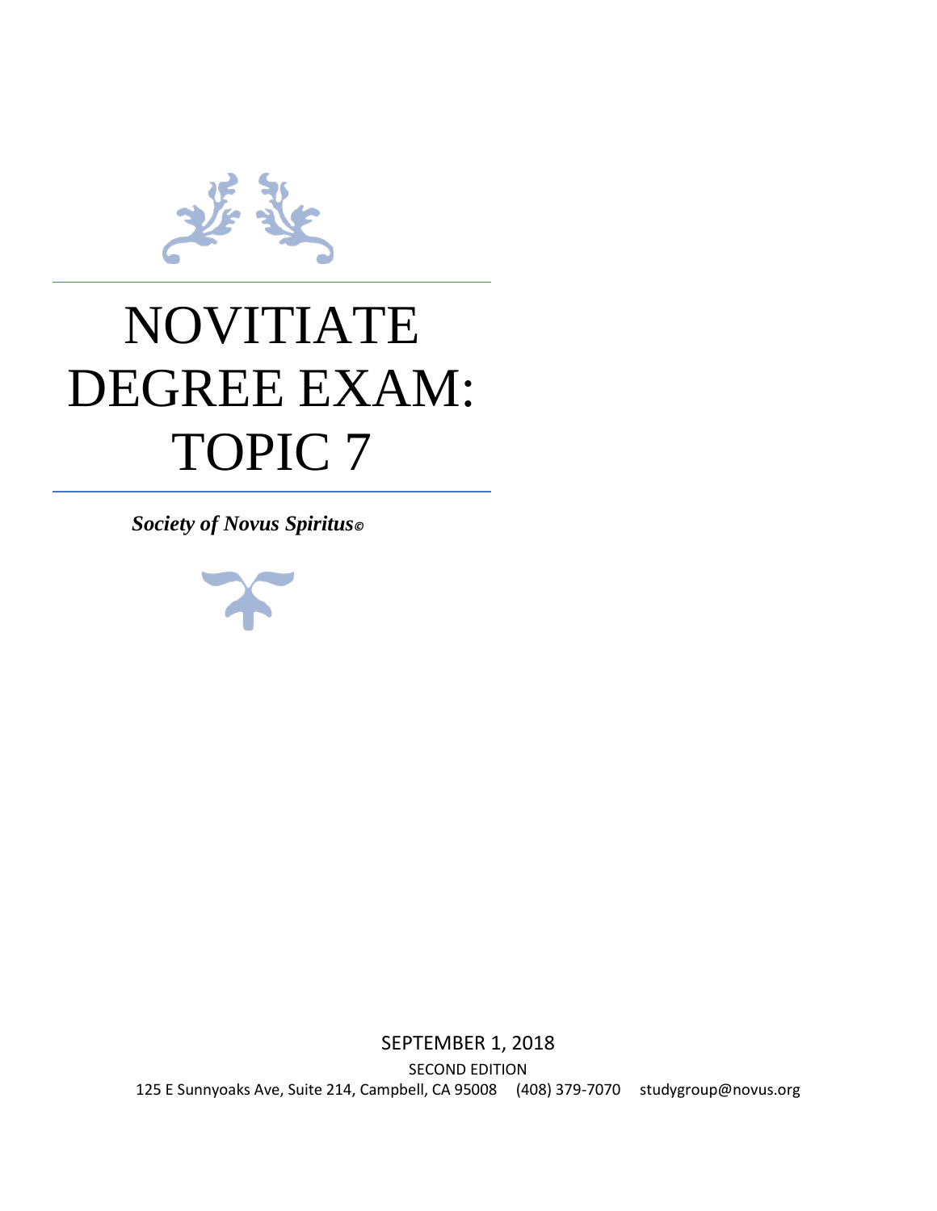# NOVITIATE DEGREE EXAM: TOPIC 7

***Society of Novus Spiritus©***

SEPTEMBER 1, 2018

SECOND EDITION

125 E Sunnyoaks Ave, Suite 214, Campbell, CA 95008 (408) 379-7070 studygroup@novus.org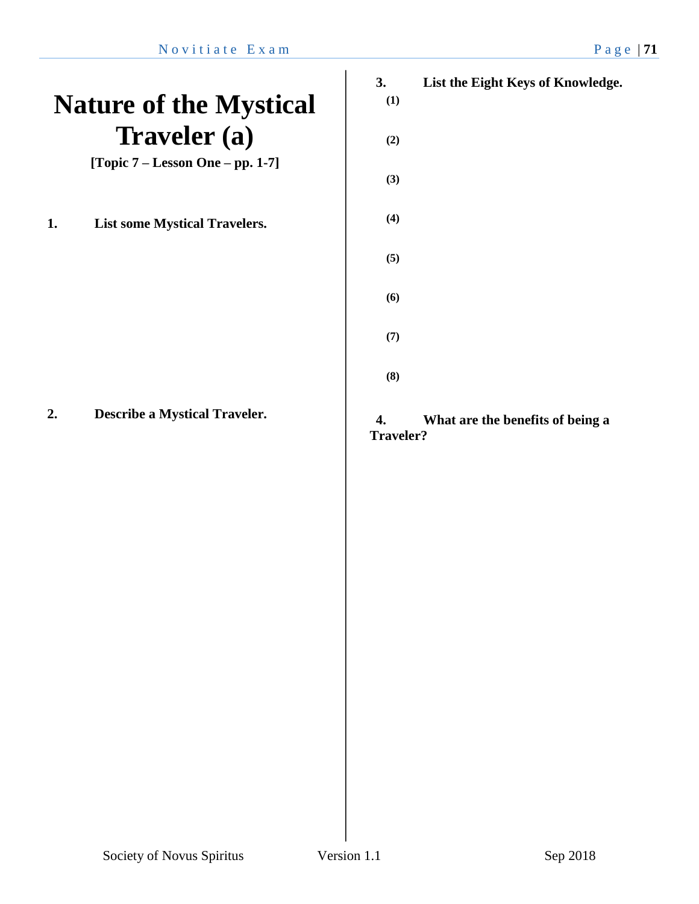# Nature of the Mystical Traveler (a)

**[Topic 7 – Lesson One – pp. 1-7]**

**1. List some Mystical Travelers.**

**2. Describe a Mystical Traveler.**

**3. List the Eight Keys of Knowledge.**

**(1)**

**(2)**

**(3)**

**(4)**

**(5)**

**(6)**

**(7)**

**(8)**

**4. What are the benefits of being a Traveler?**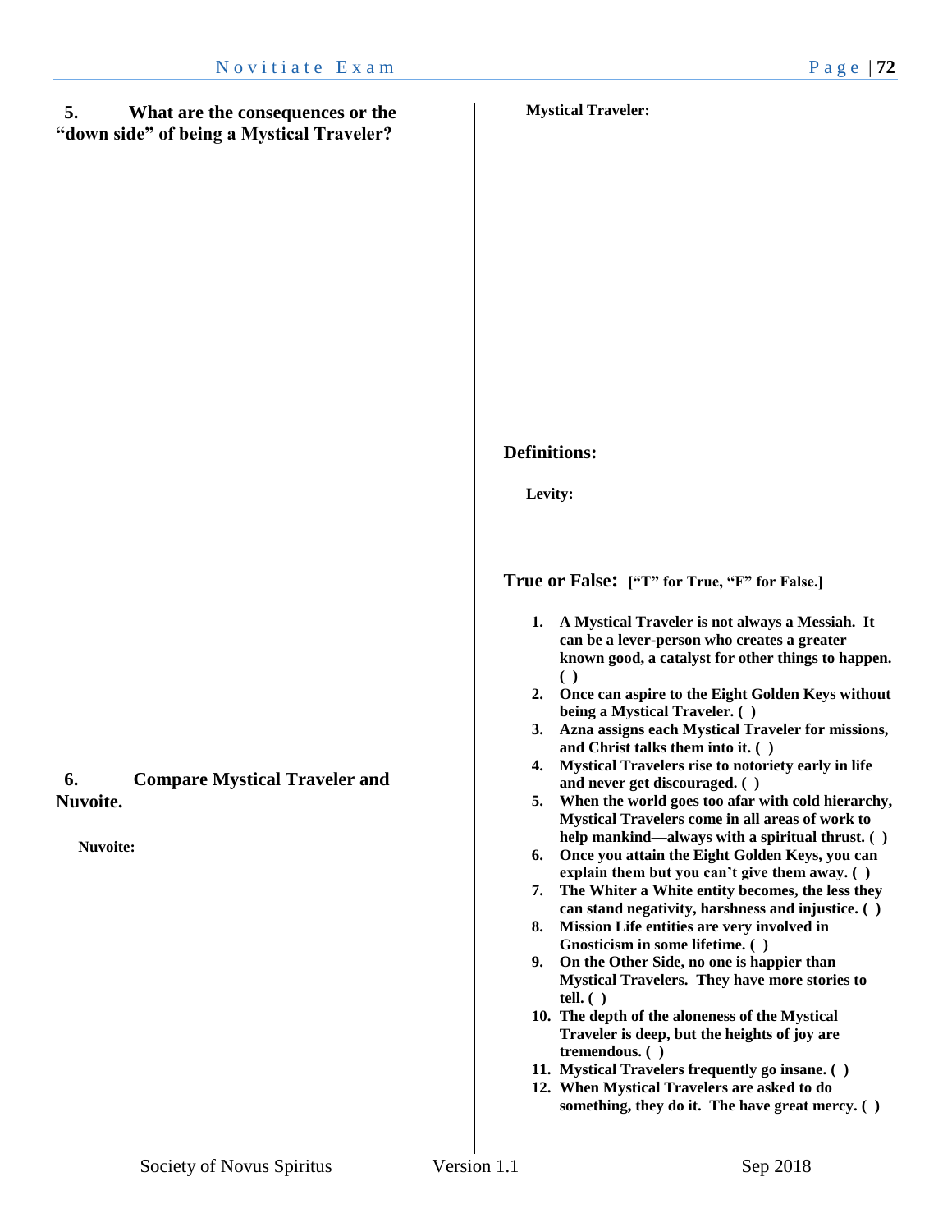**5. What are the consequences or the "down side" of being a Mystical Traveler?**

**6. Compare Mystical Traveler and Nuvoite.**

**Nuvoite:**

**Mystical Traveler:**

## Definitions:

**Levity:**

## True or False: [“T” for True, “F” for False.]

1. **A Mystical Traveler is not always a Messiah. It can be a lever-person who creates a greater known good, a catalyst for other things to happen. ( )**
2. **Once can aspire to the Eight Golden Keys without being a Mystical Traveler. ( )**
3. **Azna assigns each Mystical Traveler for missions, and Christ talks them into it. ( )**
4. **Mystical Travelers rise to notoriety early in life and never get discouraged. ( )**
5. **When the world goes too afar with cold hierarchy, Mystical Travelers come in all areas of work to help mankind—always with a spiritual thrust. ( )**
6. **Once you attain the Eight Golden Keys, you can explain them but you can’t give them away. ( )**
7. **The Whiter a White entity becomes, the less they can stand negativity, harshness and injustice. ( )**
8. **Mission Life entities are very involved in Gnosticism in some lifetime. ( )**
9. **On the Other Side, no one is happier than Mystical Travelers. They have more stories to tell. ( )**
10. **The depth of the aloneness of the Mystical Traveler is deep, but the heights of joy are tremendous. ( )**
11. **Mystical Travelers frequently go insane. ( )**
12. **When Mystical Travelers are asked to do something, they do it. The have great mercy. ( )**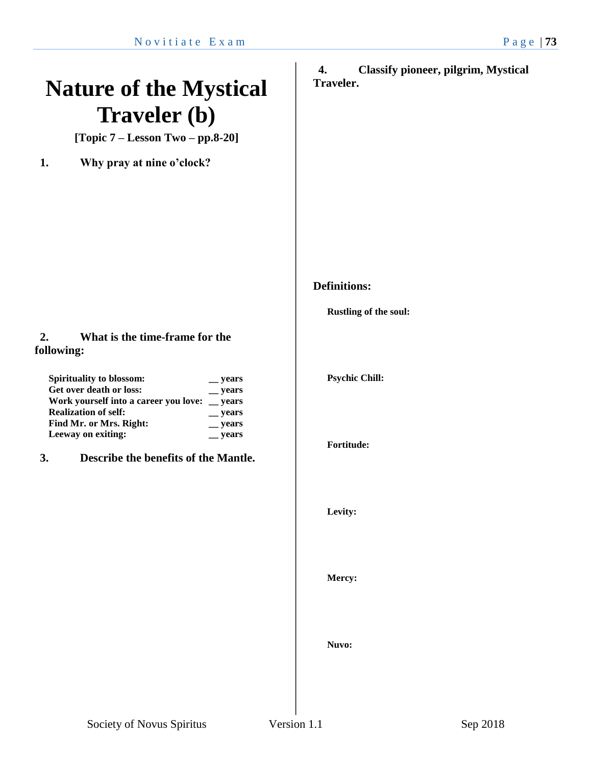# Nature of the Mystical Traveler (b)

**[Topic 7 – Lesson Two – pp.8-20]**

**1. Why pray at nine o'clock?**

**2. What is the time-frame for the following:**

| | |
|---|---|
| **Spirituality to blossom:** | **__ years** |
| **Get over death or loss:** | **__ years** |
| **Work yourself into a career you love:** | **__ years** |
| **Realization of self:** | **__ years** |
| **Find Mr. or Mrs. Right:** | **__ years** |
| **Leeway on exiting:** | **__ years** |

**3. Describe the benefits of the Mantle.**

**4. Classify pioneer, pilgrim, Mystical Traveler.**

**Definitions:**

**Rustling of the soul:**

**Psychic Chill:**

**Fortitude:**

**Levity:**

**Mercy:**

**Nuvo:**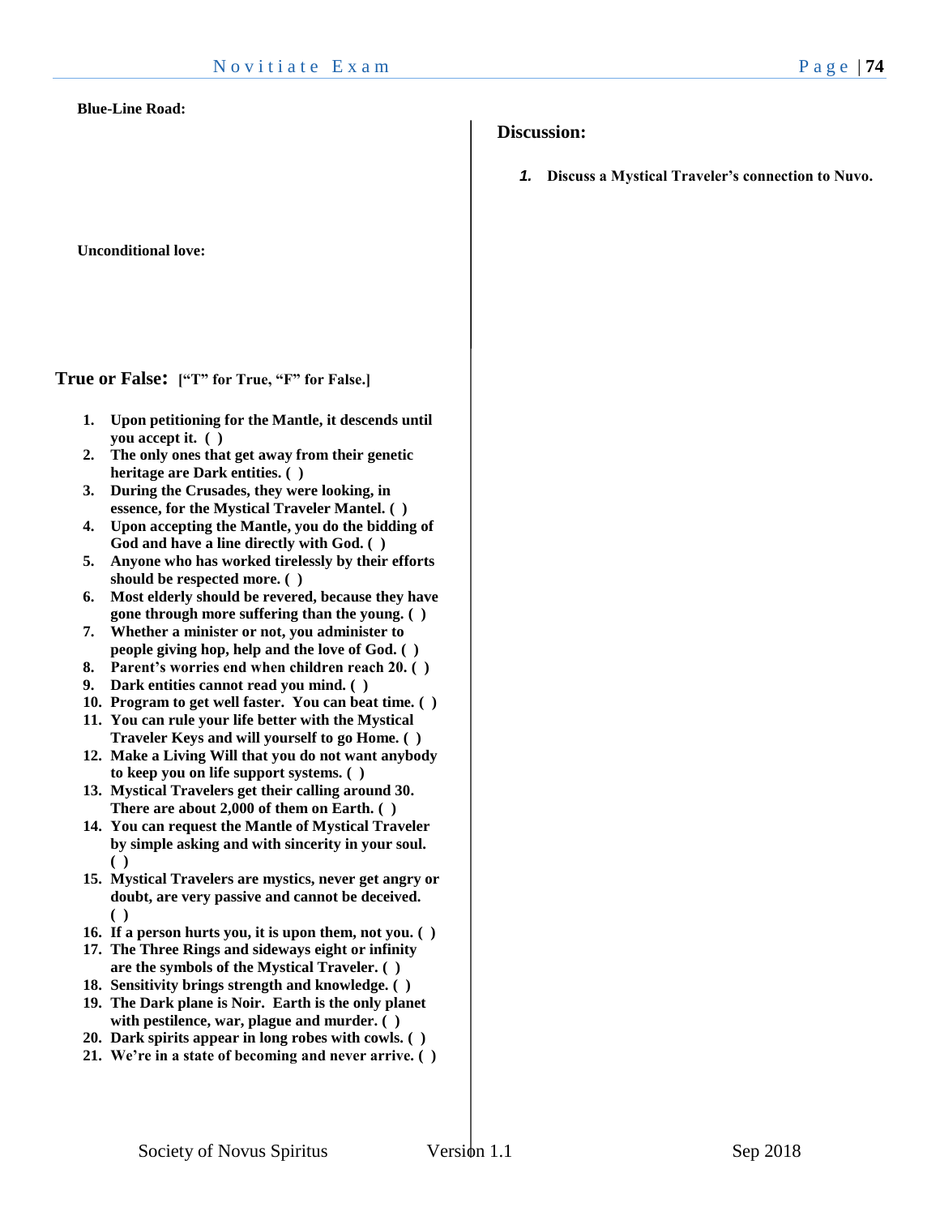**Blue-Line Road:**

**Unconditional love:**

## True or False: **[“T” for True, “F” for False.]**

1. **Upon petitioning for the Mantle, it descends until you accept it. ( )**
2. **The only ones that get away from their genetic heritage are Dark entities. ( )**
3. **During the Crusades, they were looking, in essence, for the Mystical Traveler Mantel. ( )**
4. **Upon accepting the Mantle, you do the bidding of God and have a line directly with God. ( )**
5. **Anyone who has worked tirelessly by their efforts should be respected more. ( )**
6. **Most elderly should be revered, because they have gone through more suffering than the young. ( )**
7. **Whether a minister or not, you administer to people giving hop, help and the love of God. ( )**
8. **Parent’s worries end when children reach 20. ( )**
9. **Dark entities cannot read you mind. ( )**
10. **Program to get well faster. You can beat time. ( )**
11. **You can rule your life better with the Mystical Traveler Keys and will yourself to go Home. ( )**
12. **Make a Living Will that you do not want anybody to keep you on life support systems. ( )**
13. **Mystical Travelers get their calling around 30. There are about 2,000 of them on Earth. ( )**
14. **You can request the Mantle of Mystical Traveler by simple asking and with sincerity in your soul. ( )**
15. **Mystical Travelers are mystics, never get angry or doubt, are very passive and cannot be deceived. ( )**
16. **If a person hurts you, it is upon them, not you. ( )**
17. **The Three Rings and sideways eight or infinity are the symbols of the Mystical Traveler. ( )**
18. **Sensitivity brings strength and knowledge. ( )**
19. **The Dark plane is Noir. Earth is the only planet with pestilence, war, plague and murder. ( )**
20. **Dark spirits appear in long robes with cowls. ( )**
21. **We’re in a state of becoming and never arrive. ( )**

## Discussion:

1. ***Discuss a Mystical Traveler’s connection to Nuvo.***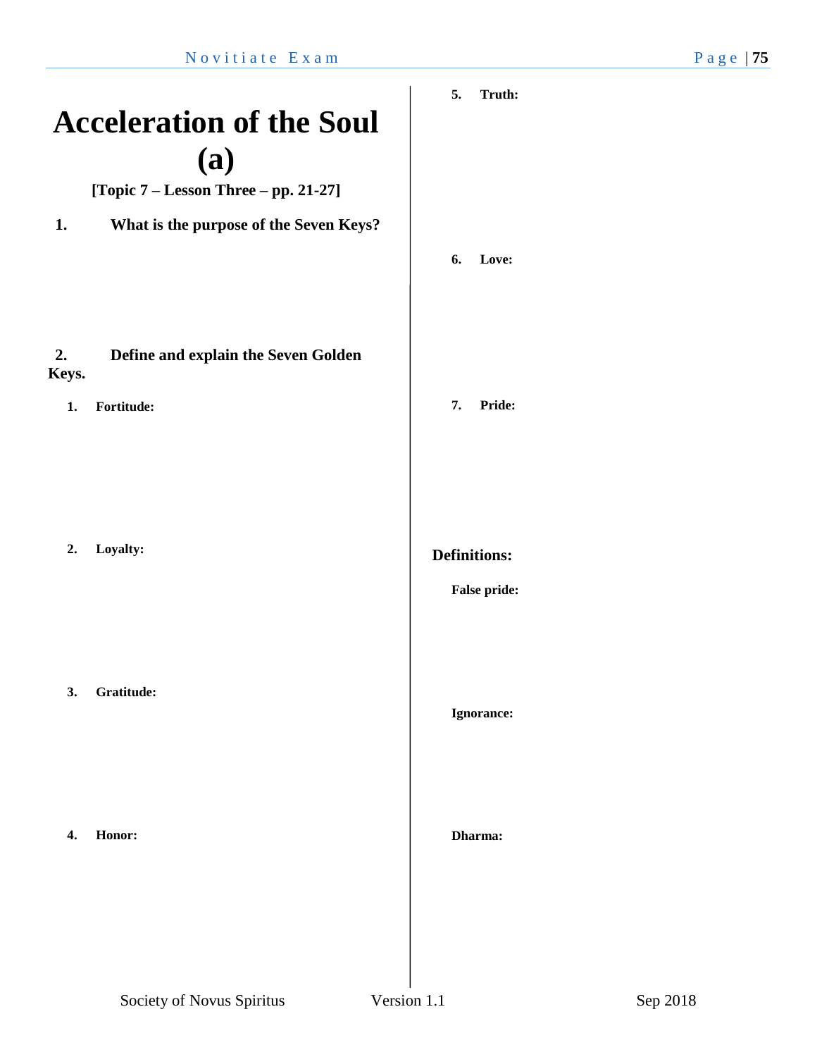# Acceleration of the Soul (a)

**[Topic 7 – Lesson Three – pp. 21-27]**

**1. What is the purpose of the Seven Keys?**

**2. Define and explain the Seven Golden Keys.**

1. **Fortitude:**

2. **Loyalty:**

3. **Gratitude:**

4. **Honor:**

5. **Truth:**

6. **Love:**

7. **Pride:**

## Definitions:

**False pride:**

**Ignorance:**

**Dharma:**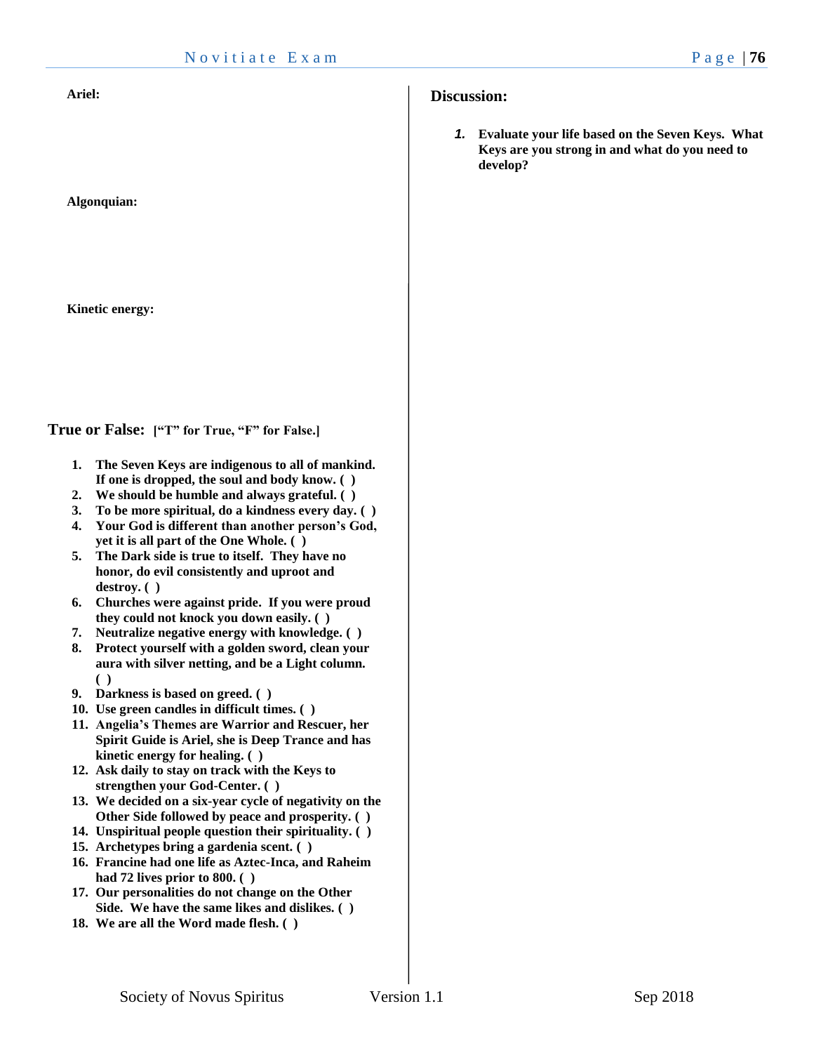**Ariel:**

**Algonquian:**

**Kinetic energy:**

## True or False: **["T" for True, "F" for False.]**

1. **The Seven Keys are indigenous to all of mankind. If one is dropped, the soul and body know. ( )**
2. **We should be humble and always grateful. ( )**
3. **To be more spiritual, do a kindness every day. ( )**
4. **Your God is different than another person's God, yet it is all part of the One Whole. ( )**
5. **The Dark side is true to itself. They have no honor, do evil consistently and uproot and destroy. ( )**
6. **Churches were against pride. If you were proud they could not knock you down easily. ( )**
7. **Neutralize negative energy with knowledge. ( )**
8. **Protect yourself with a golden sword, clean your aura with silver netting, and be a Light column. ( )**
9. **Darkness is based on greed. ( )**
10. **Use green candles in difficult times. ( )**
11. **Angelia's Themes are Warrior and Rescuer, her Spirit Guide is Ariel, she is Deep Trance and has kinetic energy for healing. ( )**
12. **Ask daily to stay on track with the Keys to strengthen your God-Center. ( )**
13. **We decided on a six-year cycle of negativity on the Other Side followed by peace and prosperity. ( )**
14. **Unspiritual people question their spirituality. ( )**
15. **Archetypes bring a gardenia scent. ( )**
16. **Francine had one life as Aztec-Inca, and Raheim had 72 lives prior to 800. ( )**
17. **Our personalities do not change on the Other Side. We have the same likes and dislikes. ( )**
18. **We are all the Word made flesh. ( )**

## Discussion:

1. **Evaluate your life based on the Seven Keys. What Keys are you strong in and what do you need to develop?**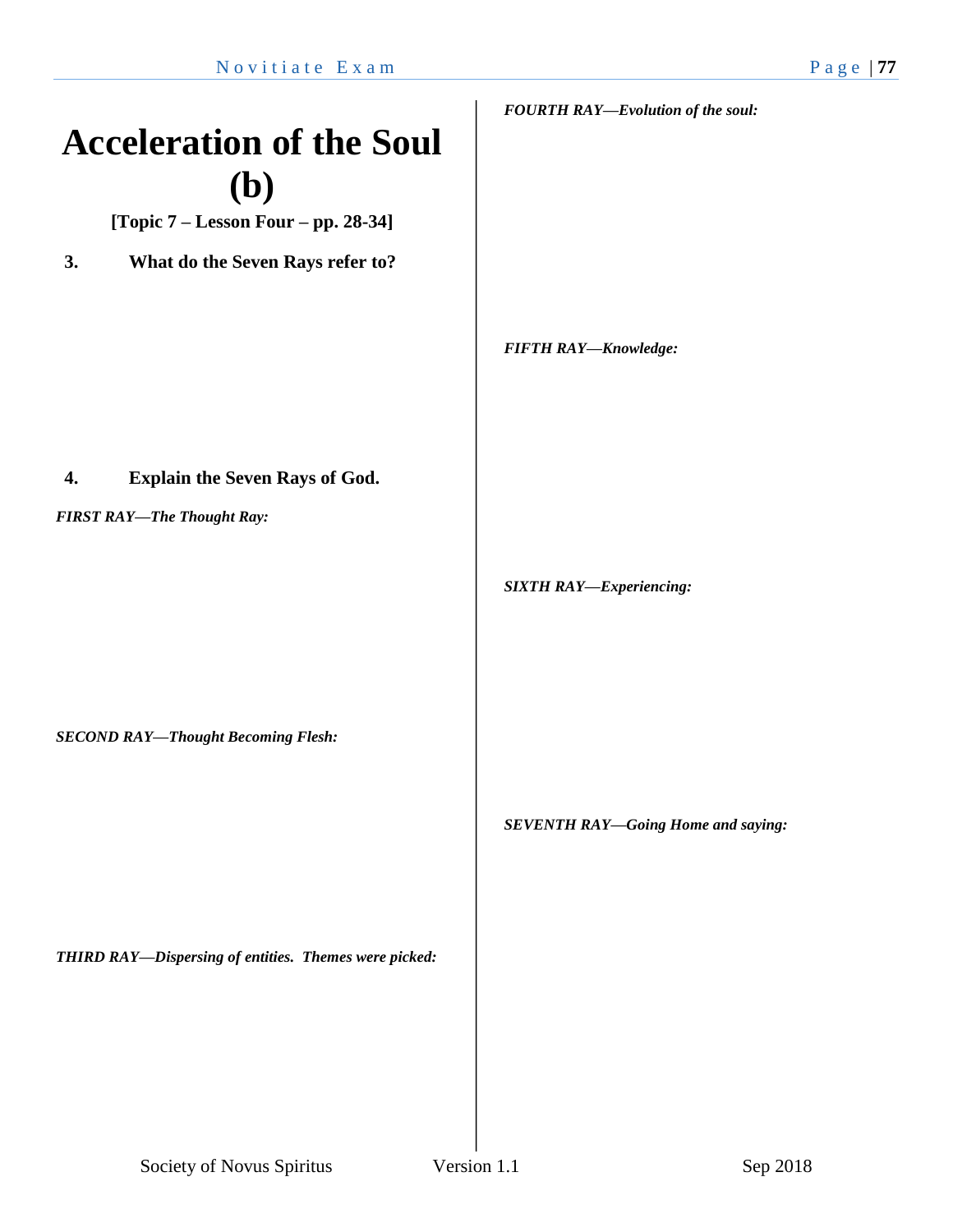# Acceleration of the Soul (b)

**[Topic 7 – Lesson Four – pp. 28-34]**

**3. What do the Seven Rays refer to?**

**4. Explain the Seven Rays of God.**

***FIRST RAY—The Thought Ray:***

***SECOND RAY—Thought Becoming Flesh:***

***THIRD RAY—Dispersing of entities. Themes were picked:***

***FOURTH RAY—Evolution of the soul:***

***FIFTH RAY—Knowledge:***

***SIXTH RAY—Experiencing:***

***SEVENTH RAY—Going Home and saying:***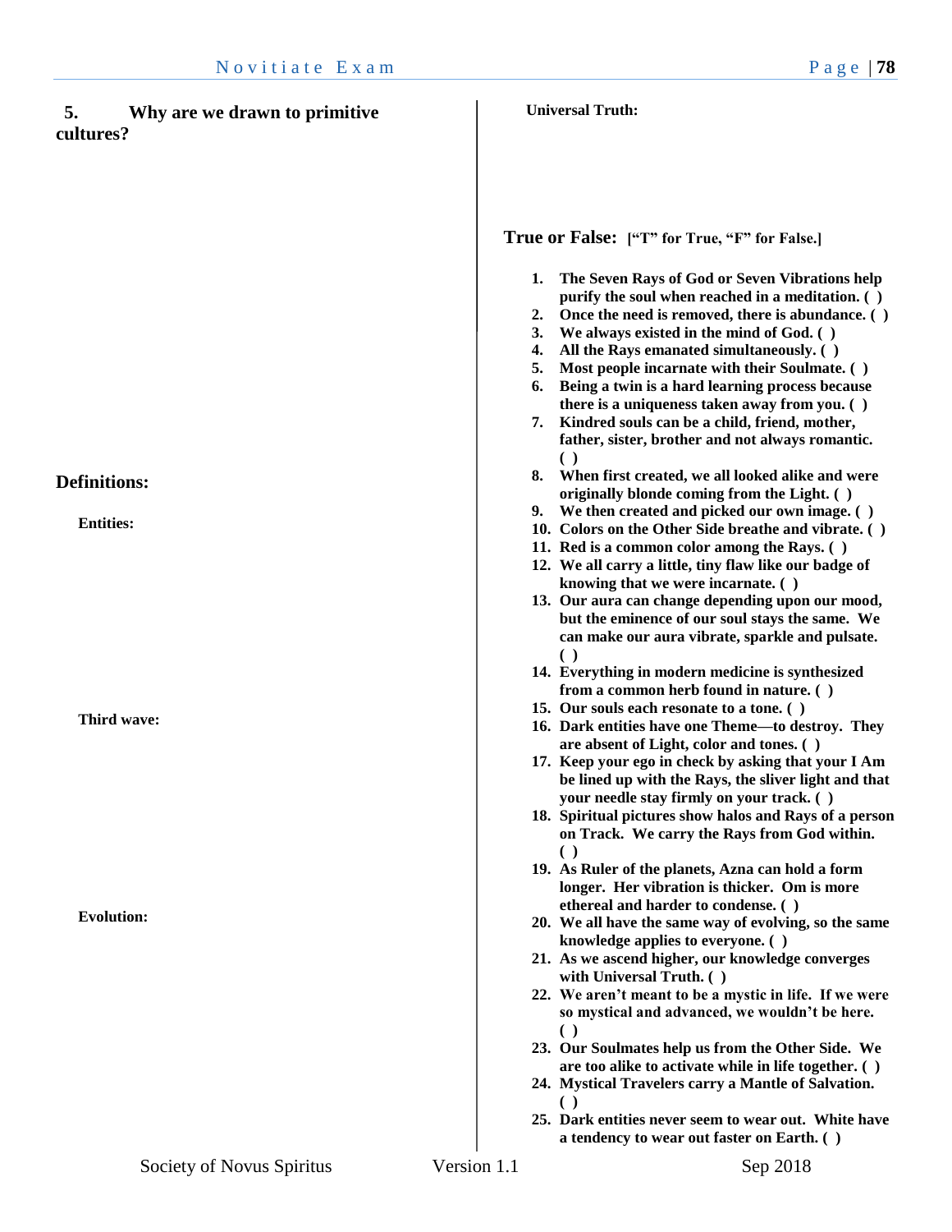**5. Why are we drawn to primitive cultures?**

## Definitions:

**Entities:**

**Third wave:**

**Evolution:**

**Universal Truth:**

## True or False: ["T" for True, "F" for False.]

1. **The Seven Rays of God or Seven Vibrations help purify the soul when reached in a meditation. ( )**
2. **Once the need is removed, there is abundance. ( )**
3. **We always existed in the mind of God. ( )**
4. **All the Rays emanated simultaneously. ( )**
5. **Most people incarnate with their Soulmate. ( )**
6. **Being a twin is a hard learning process because there is a uniqueness taken away from you. ( )**
7. **Kindred souls can be a child, friend, mother, father, sister, brother and not always romantic. ( )**
8. **When first created, we all looked alike and were originally blonde coming from the Light. ( )**
9. **We then created and picked our own image. ( )**
10. **Colors on the Other Side breathe and vibrate. ( )**
11. **Red is a common color among the Rays. ( )**
12. **We all carry a little, tiny flaw like our badge of knowing that we were incarnate. ( )**
13. **Our aura can change depending upon our mood, but the eminence of our soul stays the same. We can make our aura vibrate, sparkle and pulsate. ( )**
14. **Everything in modern medicine is synthesized from a common herb found in nature. ( )**
15. **Our souls each resonate to a tone. ( )**
16. **Dark entities have one Theme—to destroy. They are absent of Light, color and tones. ( )**
17. **Keep your ego in check by asking that your I Am be lined up with the Rays, the sliver light and that your needle stay firmly on your track. ( )**
18. **Spiritual pictures show halos and Rays of a person on Track. We carry the Rays from God within. ( )**
19. **As Ruler of the planets, Azna can hold a form longer. Her vibration is thicker. Om is more ethereal and harder to condense. ( )**
20. **We all have the same way of evolving, so the same knowledge applies to everyone. ( )**
21. **As we ascend higher, our knowledge converges with Universal Truth. ( )**
22. **We aren't meant to be a mystic in life. If we were so mystical and advanced, we wouldn't be here. ( )**
23. **Our Soulmates help us from the Other Side. We are too alike to activate while in life together. ( )**
24. **Mystical Travelers carry a Mantle of Salvation. ( )**
25. **Dark entities never seem to wear out. White have a tendency to wear out faster on Earth. ( )**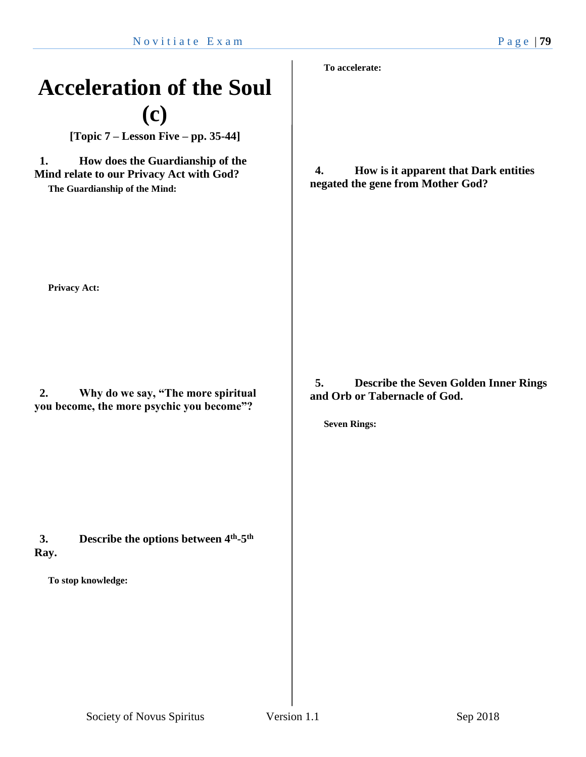# Acceleration of the Soul (c)

**[Topic 7 – Lesson Five – pp. 35-44]**

**1. How does the Guardianship of the Mind relate to our Privacy Act with God?**

**The Guardianship of the Mind:**

**Privacy Act:**

**2. Why do we say, "The more spiritual you become, the more psychic you become"?**

**3. Describe the options between 4th-5th Ray.**

**To stop knowledge:**

**To accelerate:**

**4. How is it apparent that Dark entities negated the gene from Mother God?**

**5. Describe the Seven Golden Inner Rings and Orb or Tabernacle of God.**

**Seven Rings:**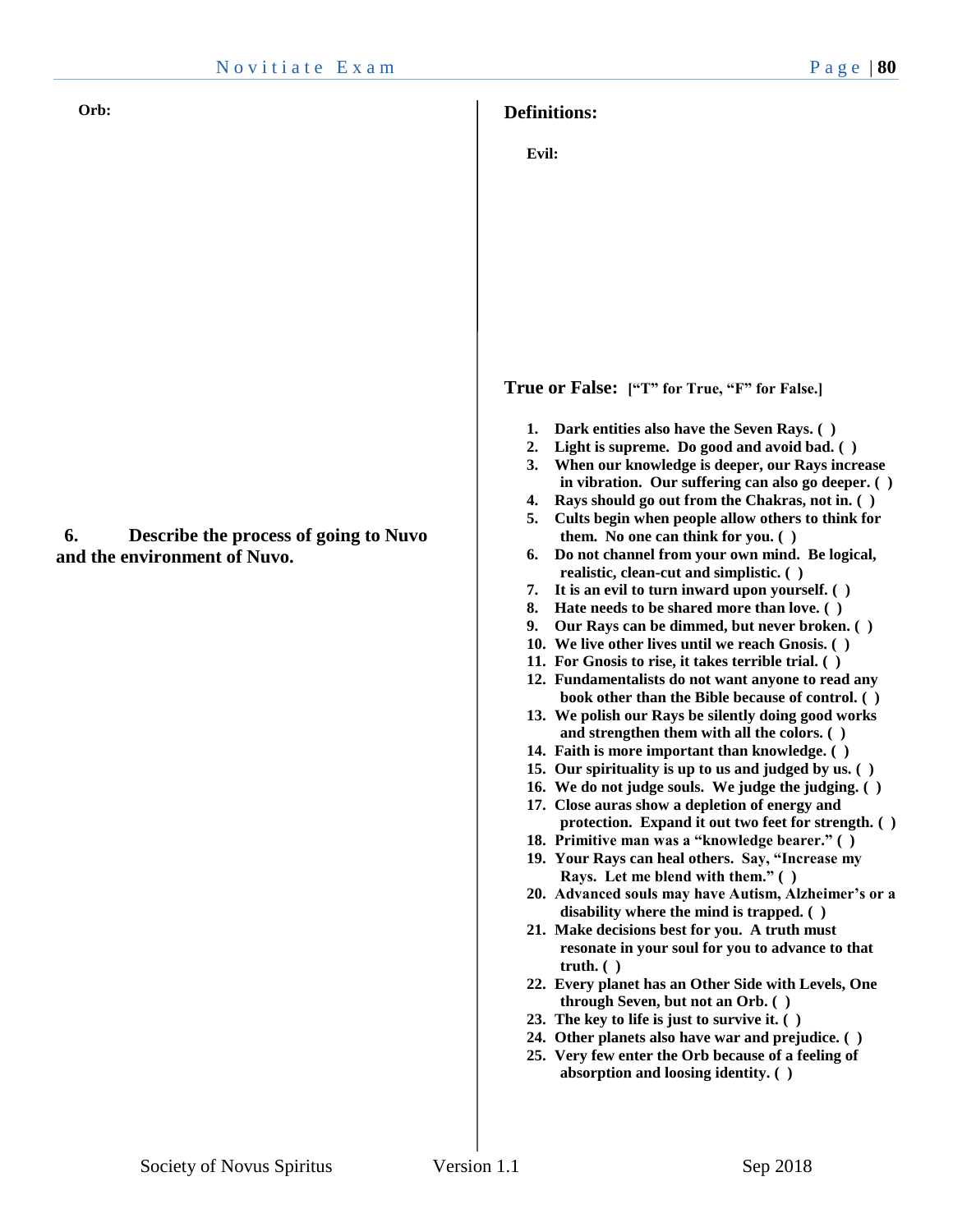**Orb:**

**6. Describe the process of going to Nuvo and the environment of Nuvo.**

## Definitions:

**Evil:**

**True or False: ["T" for True, "F" for False.]**

1. **Dark entities also have the Seven Rays. ( )**
2. **Light is supreme. Do good and avoid bad. ( )**
3. **When our knowledge is deeper, our Rays increase in vibration. Our suffering can also go deeper. ( )**
4. **Rays should go out from the Chakras, not in. ( )**
5. **Cults begin when people allow others to think for them. No one can think for you. ( )**
6. **Do not channel from your own mind. Be logical, realistic, clean-cut and simplistic. ( )**
7. **It is an evil to turn inward upon yourself. ( )**
8. **Hate needs to be shared more than love. ( )**
9. **Our Rays can be dimmed, but never broken. ( )**
10. **We live other lives until we reach Gnosis. ( )**
11. **For Gnosis to rise, it takes terrible trial. ( )**
12. **Fundamentalists do not want anyone to read any book other than the Bible because of control. ( )**
13. **We polish our Rays be silently doing good works and strengthen them with all the colors. ( )**
14. **Faith is more important than knowledge. ( )**
15. **Our spirituality is up to us and judged by us. ( )**
16. **We do not judge souls. We judge the judging. ( )**
17. **Close auras show a depletion of energy and protection. Expand it out two feet for strength. ( )**
18. **Primitive man was a "knowledge bearer." ( )**
19. **Your Rays can heal others. Say, "Increase my Rays. Let me blend with them." ( )**
20. **Advanced souls may have Autism, Alzheimer's or a disability where the mind is trapped. ( )**
21. **Make decisions best for you. A truth must resonate in your soul for you to advance to that truth. ( )**
22. **Every planet has an Other Side with Levels, One through Seven, but not an Orb. ( )**
23. **The key to life is just to survive it. ( )**
24. **Other planets also have war and prejudice. ( )**
25. **Very few enter the Orb because of a feeling of absorption and loosing identity. ( )**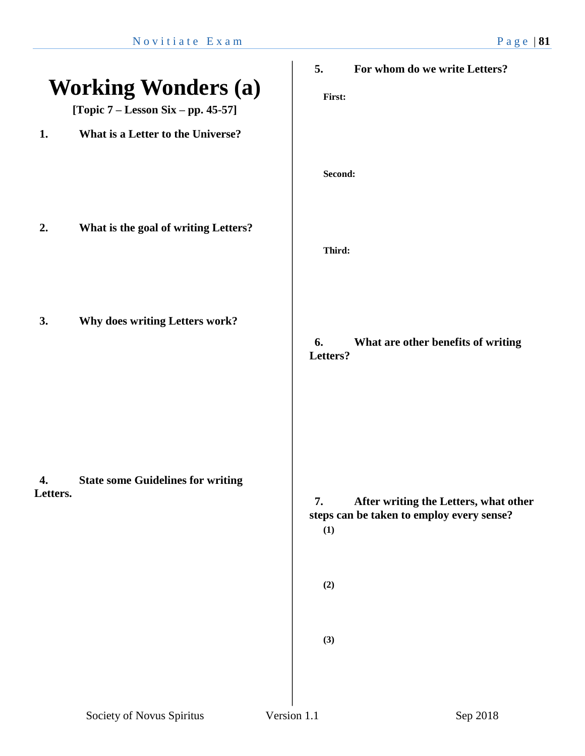# Working Wonders (a)

**[Topic 7 – Lesson Six – pp. 45-57]**

**1. What is a Letter to the Universe?**

**2. What is the goal of writing Letters?**

**3. Why does writing Letters work?**

**4. State some Guidelines for writing Letters.**

**5. For whom do we write Letters?**

**First:**

**Second:**

**Third:**

**6. What are other benefits of writing Letters?**

**7. After writing the Letters, what other steps can be taken to employ every sense?**

**(1)**

**(2)**

**(3)**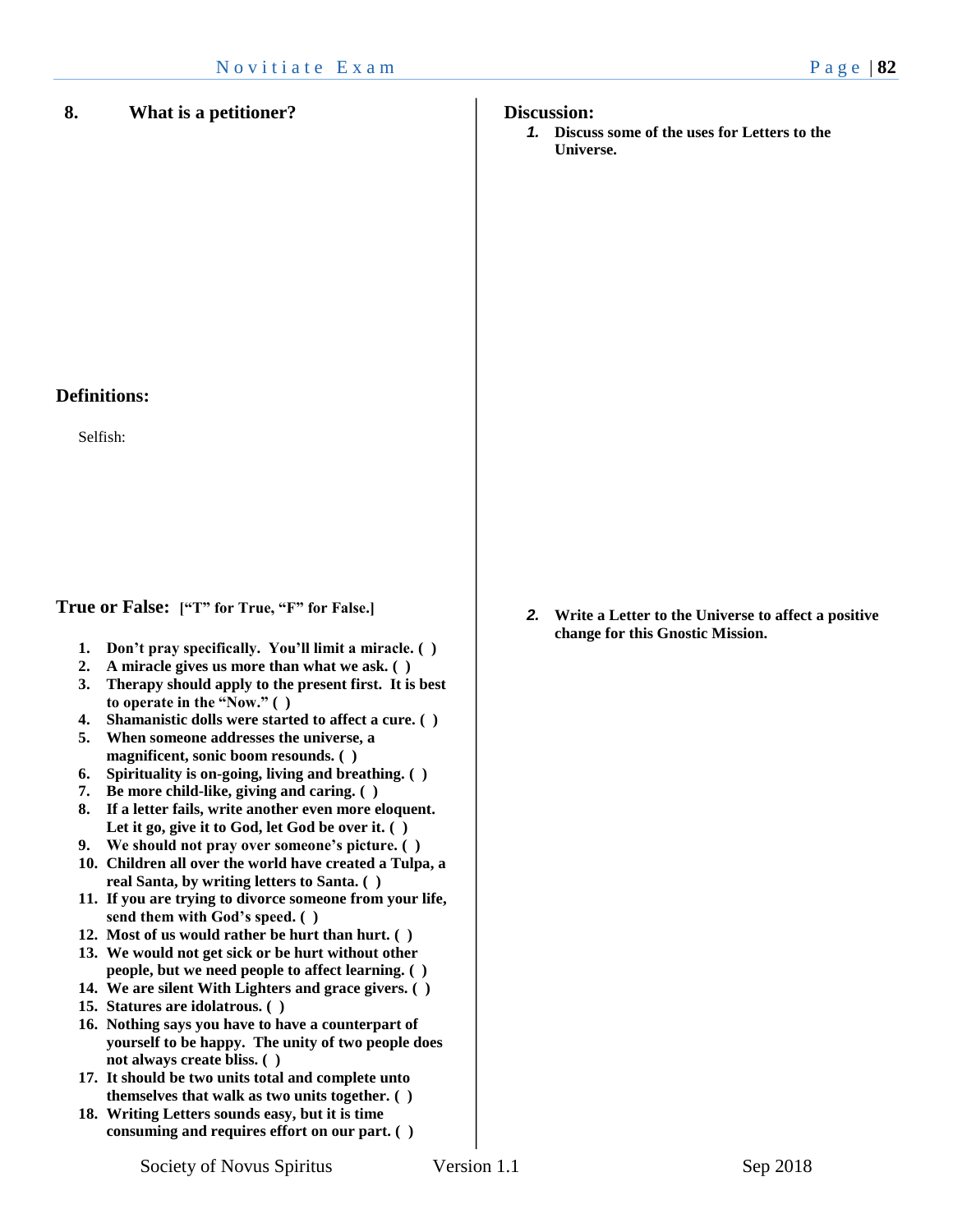**8. What is a petitioner?**

## Definitions:

Selfish:

## True or False: ["T" for True, "F" for False.]

1. **Don't pray specifically. You'll limit a miracle. ( )**
2. **A miracle gives us more than what we ask. ( )**
3. **Therapy should apply to the present first. It is best to operate in the "Now." ( )**
4. **Shamanistic dolls were started to affect a cure. ( )**
5. **When someone addresses the universe, a magnificent, sonic boom resounds. ( )**
6. **Spirituality is on-going, living and breathing. ( )**
7. **Be more child-like, giving and caring. ( )**
8. **If a letter fails, write another even more eloquent. Let it go, give it to God, let God be over it. ( )**
9. **We should not pray over someone's picture. ( )**
10. **Children all over the world have created a Tulpa, a real Santa, by writing letters to Santa. ( )**
11. **If you are trying to divorce someone from your life, send them with God's speed. ( )**
12. **Most of us would rather be hurt than hurt. ( )**
13. **We would not get sick or be hurt without other people, but we need people to affect learning. ( )**
14. **We are silent With Lighters and grace givers. ( )**
15. **Statures are idolatrous. ( )**
16. **Nothing says you have to have a counterpart of yourself to be happy. The unity of two people does not always create bliss. ( )**
17. **It should be two units total and complete unto themselves that walk as two units together. ( )**
18. **Writing Letters sounds easy, but it is time consuming and requires effort on our part. ( )**

## Discussion:

1. **Discuss some of the uses for Letters to the Universe.**

2. **Write a Letter to the Universe to affect a positive change for this Gnostic Mission.**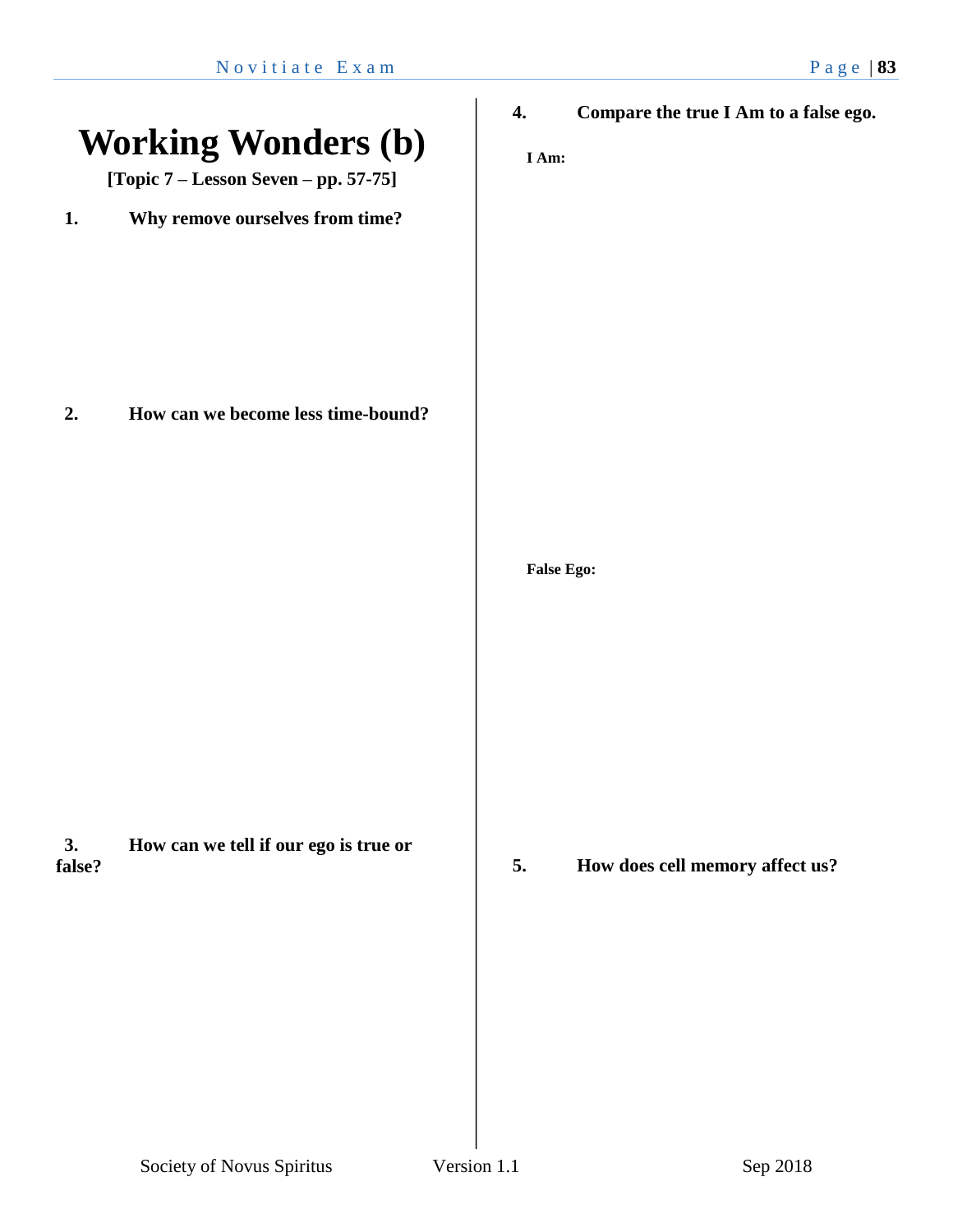# Working Wonders (b)

**[Topic 7 – Lesson Seven – pp. 57-75]**

**1. Why remove ourselves from time?**

**2. How can we become less time-bound?**

**3. How can we tell if our ego is true or false?**

**4. Compare the true I Am to a false ego.**

**I Am:**

**False Ego:**

**5. How does cell memory affect us?**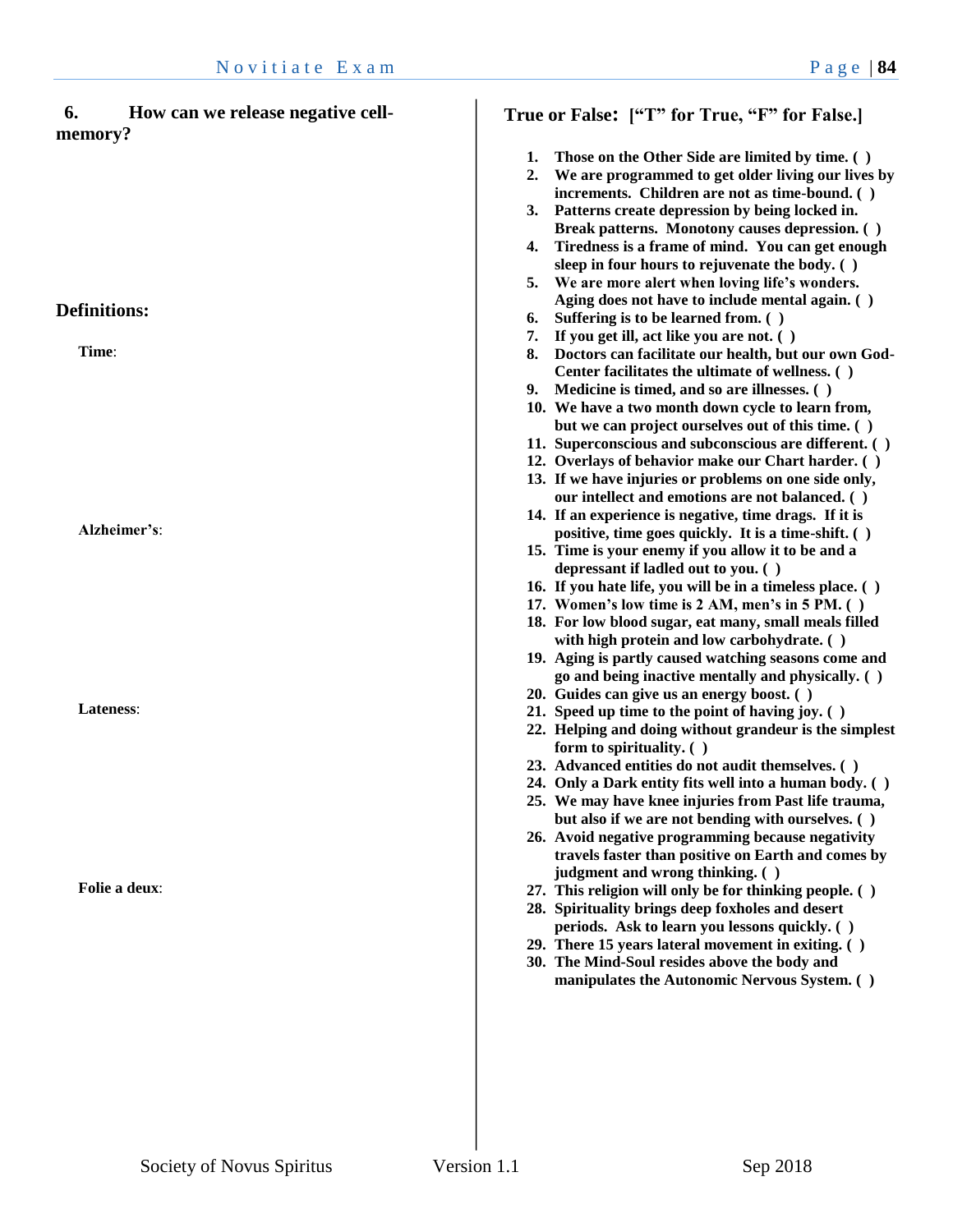**6. How can we release negative cell-memory?**

## Definitions:

**Time**:

**Alzheimer's**:

**Lateness**:

**Folie a deux**:

## True or False: ["T" for True, "F" for False.]

1. **Those on the Other Side are limited by time. ( )**
2. **We are programmed to get older living our lives by increments. Children are not as time-bound. ( )**
3. **Patterns create depression by being locked in. Break patterns. Monotony causes depression. ( )**
4. **Tiredness is a frame of mind. You can get enough sleep in four hours to rejuvenate the body. ( )**
5. **We are more alert when loving life's wonders. Aging does not have to include mental again. ( )**
6. **Suffering is to be learned from. ( )**
7. **If you get ill, act like you are not. ( )**
8. **Doctors can facilitate our health, but our own God-Center facilitates the ultimate of wellness. ( )**
9. **Medicine is timed, and so are illnesses. ( )**
10. **We have a two month down cycle to learn from, but we can project ourselves out of this time. ( )**
11. **Superconscious and subconscious are different. ( )**
12. **Overlays of behavior make our Chart harder. ( )**
13. **If we have injuries or problems on one side only, our intellect and emotions are not balanced. ( )**
14. **If an experience is negative, time drags. If it is positive, time goes quickly. It is a time-shift. ( )**
15. **Time is your enemy if you allow it to be and a depressant if ladled out to you. ( )**
16. **If you hate life, you will be in a timeless place. ( )**
17. **Women's low time is 2 AM, men's in 5 PM. ( )**
18. **For low blood sugar, eat many, small meals filled with high protein and low carbohydrate. ( )**
19. **Aging is partly caused watching seasons come and go and being inactive mentally and physically. ( )**
20. **Guides can give us an energy boost. ( )**
21. **Speed up time to the point of having joy. ( )**
22. **Helping and doing without grandeur is the simplest form to spirituality. ( )**
23. **Advanced entities do not audit themselves. ( )**
24. **Only a Dark entity fits well into a human body. ( )**
25. **We may have knee injuries from Past life trauma, but also if we are not bending with ourselves. ( )**
26. **Avoid negative programming because negativity travels faster than positive on Earth and comes by judgment and wrong thinking. ( )**
27. **This religion will only be for thinking people. ( )**
28. **Spirituality brings deep foxholes and desert periods. Ask to learn you lessons quickly. ( )**
29. **There 15 years lateral movement in exiting. ( )**
30. **The Mind-Soul resides above the body and manipulates the Autonomic Nervous System. ( )**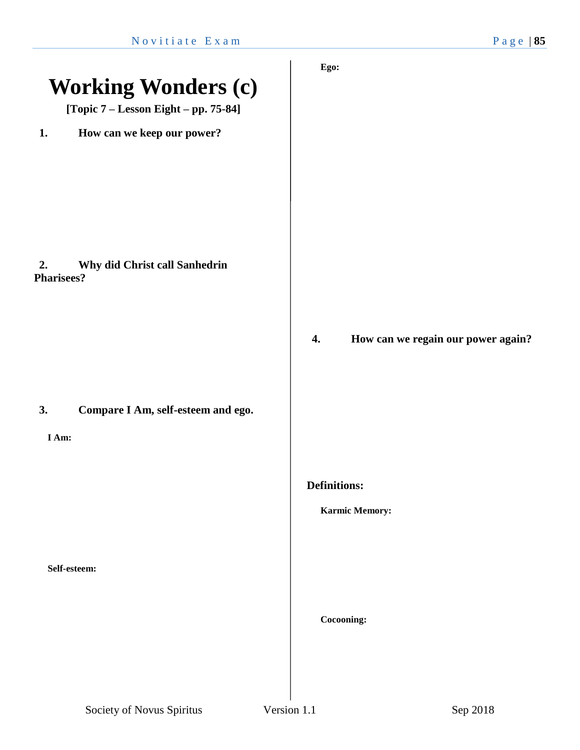# Working Wonders (c)

**[Topic 7 – Lesson Eight – pp. 75-84]**

**1. How can we keep our power?**

**2. Why did Christ call Sanhedrin Pharisees?**

**3. Compare I Am, self-esteem and ego.**

**I Am:**

**Self-esteem:**

**Ego:**

**4. How can we regain our power again?**

**Definitions:**

**Karmic Memory:**

**Cocooning:**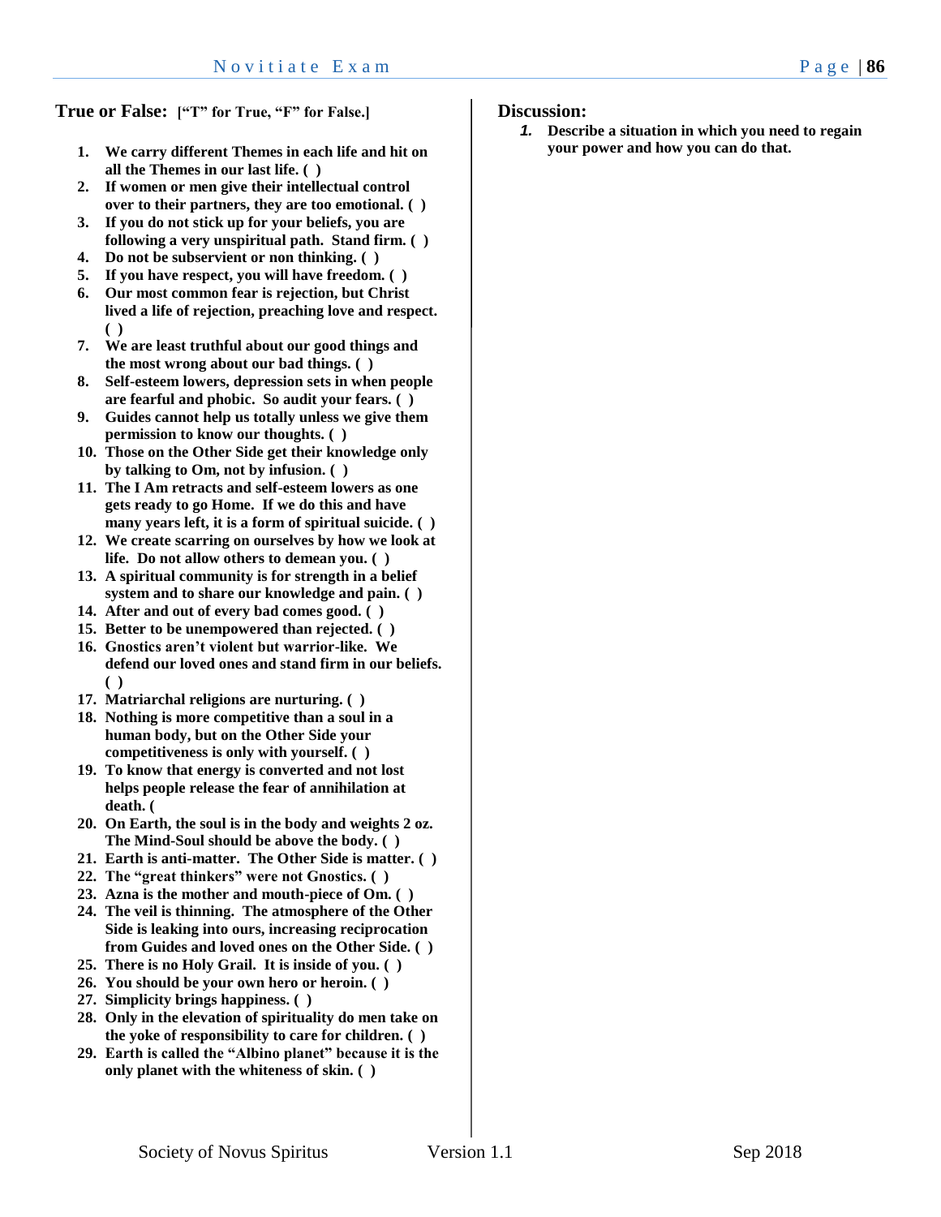## True or False: **["T" for True, "F" for False.]**

1. **We carry different Themes in each life and hit on all the Themes in our last life. ( )**
2. **If women or men give their intellectual control over to their partners, they are too emotional. ( )**
3. **If you do not stick up for your beliefs, you are following a very unspiritual path. Stand firm. ( )**
4. **Do not be subservient or non thinking. ( )**
5. **If you have respect, you will have freedom. ( )**
6. **Our most common fear is rejection, but Christ lived a life of rejection, preaching love and respect. ( )**
7. **We are least truthful about our good things and the most wrong about our bad things. ( )**
8. **Self-esteem lowers, depression sets in when people are fearful and phobic. So audit your fears. ( )**
9. **Guides cannot help us totally unless we give them permission to know our thoughts. ( )**
10. **Those on the Other Side get their knowledge only by talking to Om, not by infusion. ( )**
11. **The I Am retracts and self-esteem lowers as one gets ready to go Home. If we do this and have many years left, it is a form of spiritual suicide. ( )**
12. **We create scarring on ourselves by how we look at life. Do not allow others to demean you. ( )**
13. **A spiritual community is for strength in a belief system and to share our knowledge and pain. ( )**
14. **After and out of every bad comes good. ( )**
15. **Better to be unempowered than rejected. ( )**
16. **Gnostics aren't violent but warrior-like. We defend our loved ones and stand firm in our beliefs. ( )**
17. **Matriarchal religions are nurturing. ( )**
18. **Nothing is more competitive than a soul in a human body, but on the Other Side your competitiveness is only with yourself. ( )**
19. **To know that energy is converted and not lost helps people release the fear of annihilation at death. (**
20. **On Earth, the soul is in the body and weights 2 oz. The Mind-Soul should be above the body. ( )**
21. **Earth is anti-matter. The Other Side is matter. ( )**
22. **The "great thinkers" were not Gnostics. ( )**
23. **Azna is the mother and mouth-piece of Om. ( )**
24. **The veil is thinning. The atmosphere of the Other Side is leaking into ours, increasing reciprocation from Guides and loved ones on the Other Side. ( )**
25. **There is no Holy Grail. It is inside of you. ( )**
26. **You should be your own hero or heroin. ( )**
27. **Simplicity brings happiness. ( )**
28. **Only in the elevation of spirituality do men take on the yoke of responsibility to care for children. ( )**
29. **Earth is called the "Albino planet" because it is the only planet with the whiteness of skin. ( )**

## Discussion:

1. ***Describe a situation in which you need to regain your power and how you can do that.***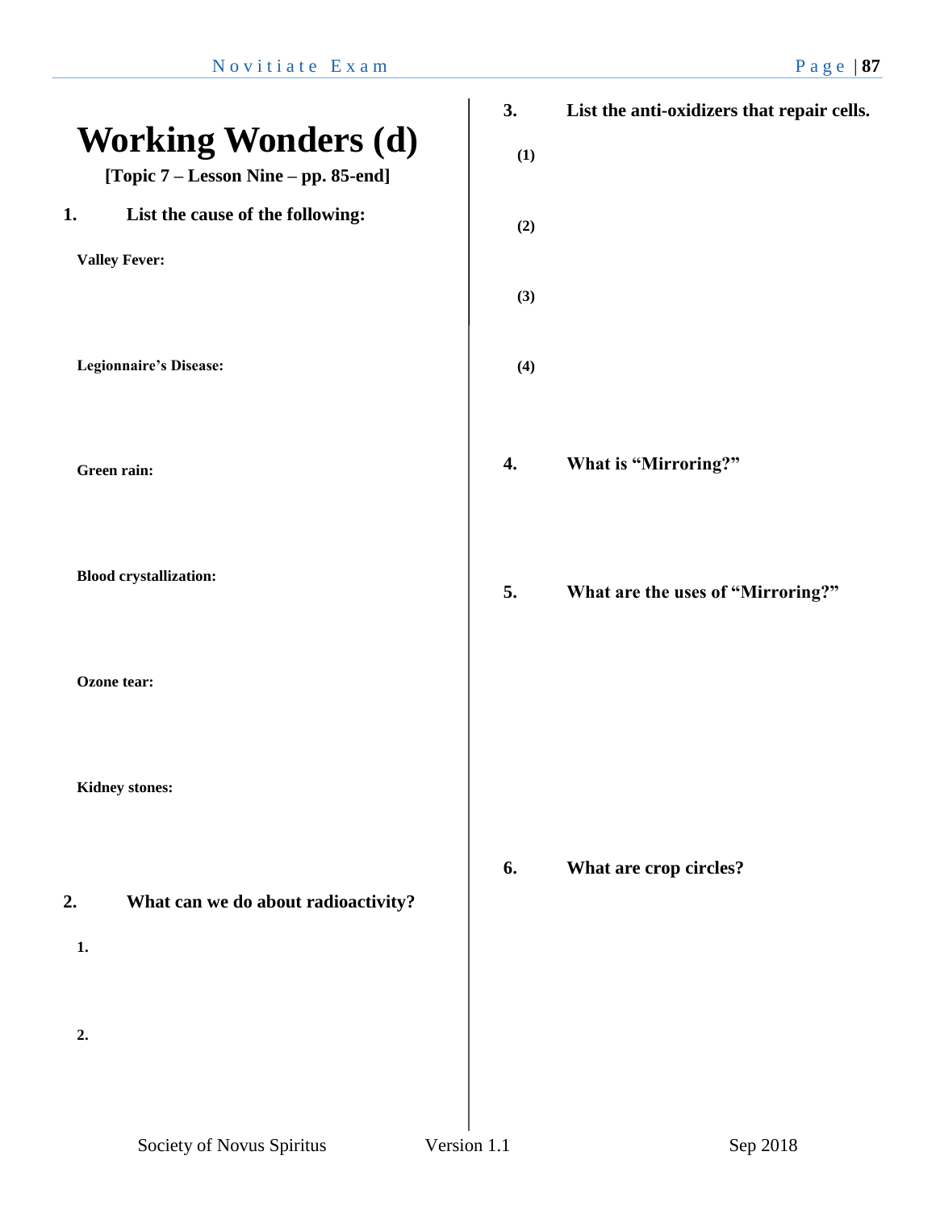# Working Wonders (d)

**[Topic 7 – Lesson Nine – pp. 85-end]**

**1. List the cause of the following:**

**Valley Fever:**

**Legionnaire's Disease:**

**Green rain:**

**Blood crystallization:**

**Ozone tear:**

**Kidney stones:**

**2. What can we do about radioactivity?**

**1.**

**2.**

**3. List the anti-oxidizers that repair cells.**

**(1)**

**(2)**

**(3)**

**(4)**

**4. What is "Mirroring?"**

**5. What are the uses of "Mirroring?"**

**6. What are crop circles?**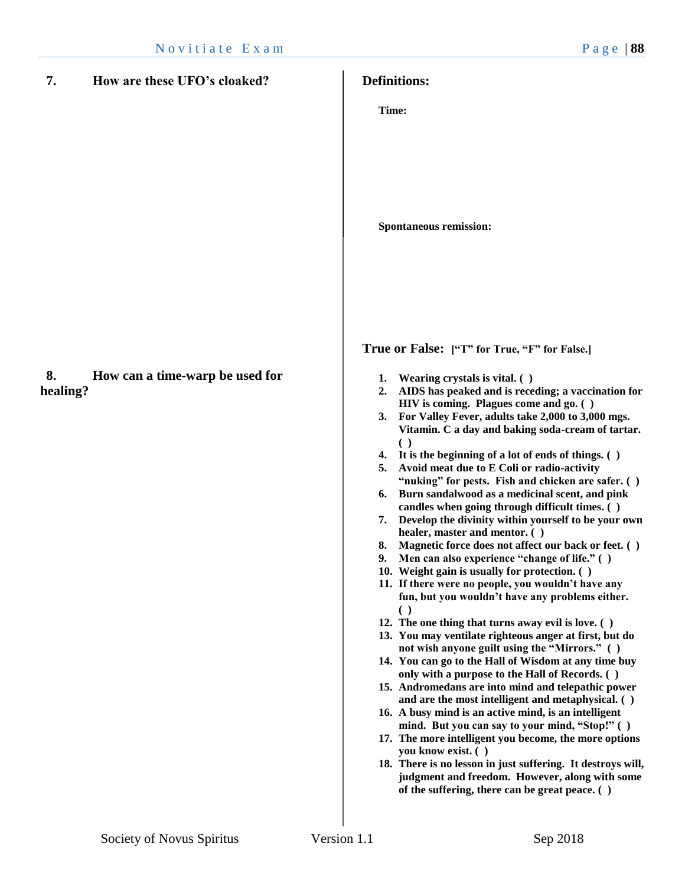**7. How are these UFO's cloaked?**

**8. How can a time-warp be used for healing?**

**Definitions:**

**Time:**

**Spontaneous remission:**

**True or False: ["T" for True, "F" for False.]**

1. **Wearing crystals is vital. ( )**
2. **AIDS has peaked and is receding; a vaccination for HIV is coming. Plagues come and go. ( )**
3. **For Valley Fever, adults take 2,000 to 3,000 mgs. Vitamin. C a day and baking soda-cream of tartar. ( )**
4. **It is the beginning of a lot of ends of things. ( )**
5. **Avoid meat due to E Coli or radio-activity "nuking" for pests. Fish and chicken are safer. ( )**
6. **Burn sandalwood as a medicinal scent, and pink candles when going through difficult times. ( )**
7. **Develop the divinity within yourself to be your own healer, master and mentor. ( )**
8. **Magnetic force does not affect our back or feet. ( )**
9. **Men can also experience "change of life." ( )**
10. **Weight gain is usually for protection. ( )**
11. **If there were no people, you wouldn't have any fun, but you wouldn't have any problems either. ( )**
12. **The one thing that turns away evil is love. ( )**
13. **You may ventilate righteous anger at first, but do not wish anyone guilt using the "Mirrors." ( )**
14. **You can go to the Hall of Wisdom at any time buy only with a purpose to the Hall of Records. ( )**
15. **Andromedans are into mind and telepathic power and are the most intelligent and metaphysical. ( )**
16. **A busy mind is an active mind, is an intelligent mind. But you can say to your mind, "Stop!" ( )**
17. **The more intelligent you become, the more options you know exist. ( )**
18. **There is no lesson in just suffering. It destroys will, judgment and freedom. However, along with some of the suffering, there can be great peace. ( )**